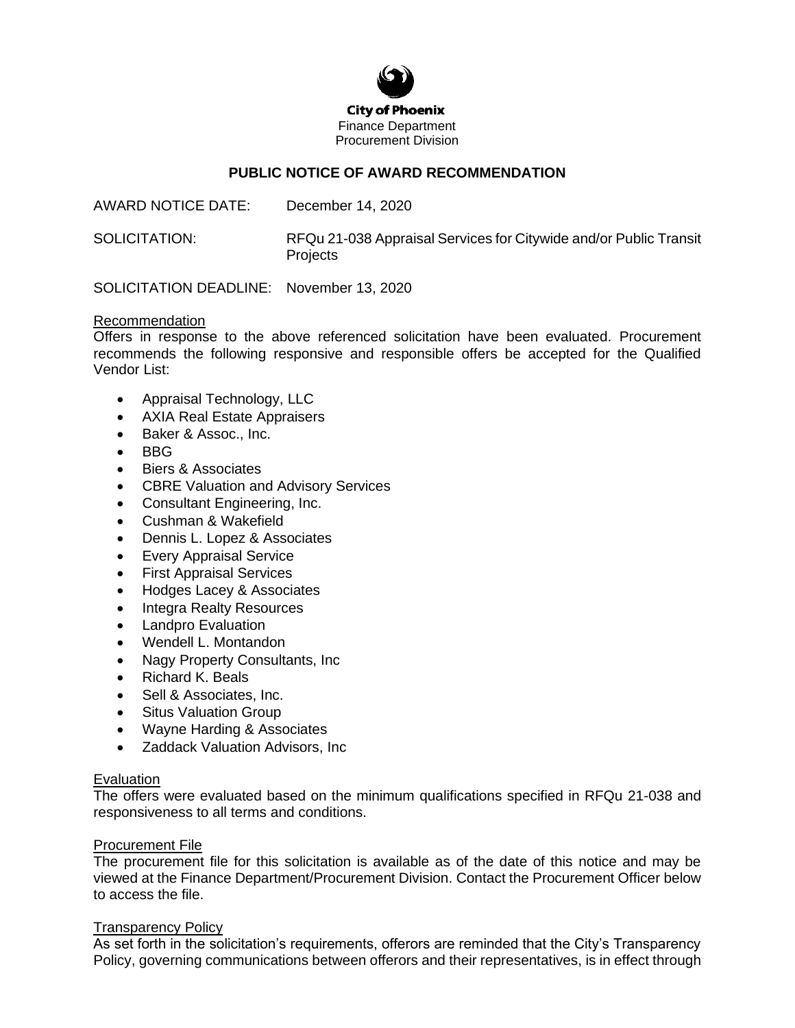City of Phoenix
Finance Department
Procurement Division

## PUBLIC NOTICE OF AWARD RECOMMENDATION

AWARD NOTICE DATE: December 14, 2020

SOLICITATION: RFQu 21-038 Appraisal Services for Citywide and/or Public Transit Projects

SOLICITATION DEADLINE: November 13, 2020

### Recommendation

Offers in response to the above referenced solicitation have been evaluated. Procurement recommends the following responsive and responsible offers be accepted for the Qualified Vendor List:

- Appraisal Technology, LLC
- AXIA Real Estate Appraisers
- Baker & Assoc., Inc.
- BBG
- Biers & Associates
- CBRE Valuation and Advisory Services
- Consultant Engineering, Inc.
- Cushman & Wakefield
- Dennis L. Lopez & Associates
- Every Appraisal Service
- First Appraisal Services
- Hodges Lacey & Associates
- Integra Realty Resources
- Landpro Evaluation
- Wendell L. Montandon
- Nagy Property Consultants, Inc
- Richard K. Beals
- Sell & Associates, Inc.
- Situs Valuation Group
- Wayne Harding & Associates
- Zaddack Valuation Advisors, Inc

### Evaluation

The offers were evaluated based on the minimum qualifications specified in RFQu 21-038 and responsiveness to all terms and conditions.

### Procurement File

The procurement file for this solicitation is available as of the date of this notice and may be viewed at the Finance Department/Procurement Division. Contact the Procurement Officer below to access the file.

### Transparency Policy

As set forth in the solicitation's requirements, offerors are reminded that the City's Transparency Policy, governing communications between offerors and their representatives, is in effect through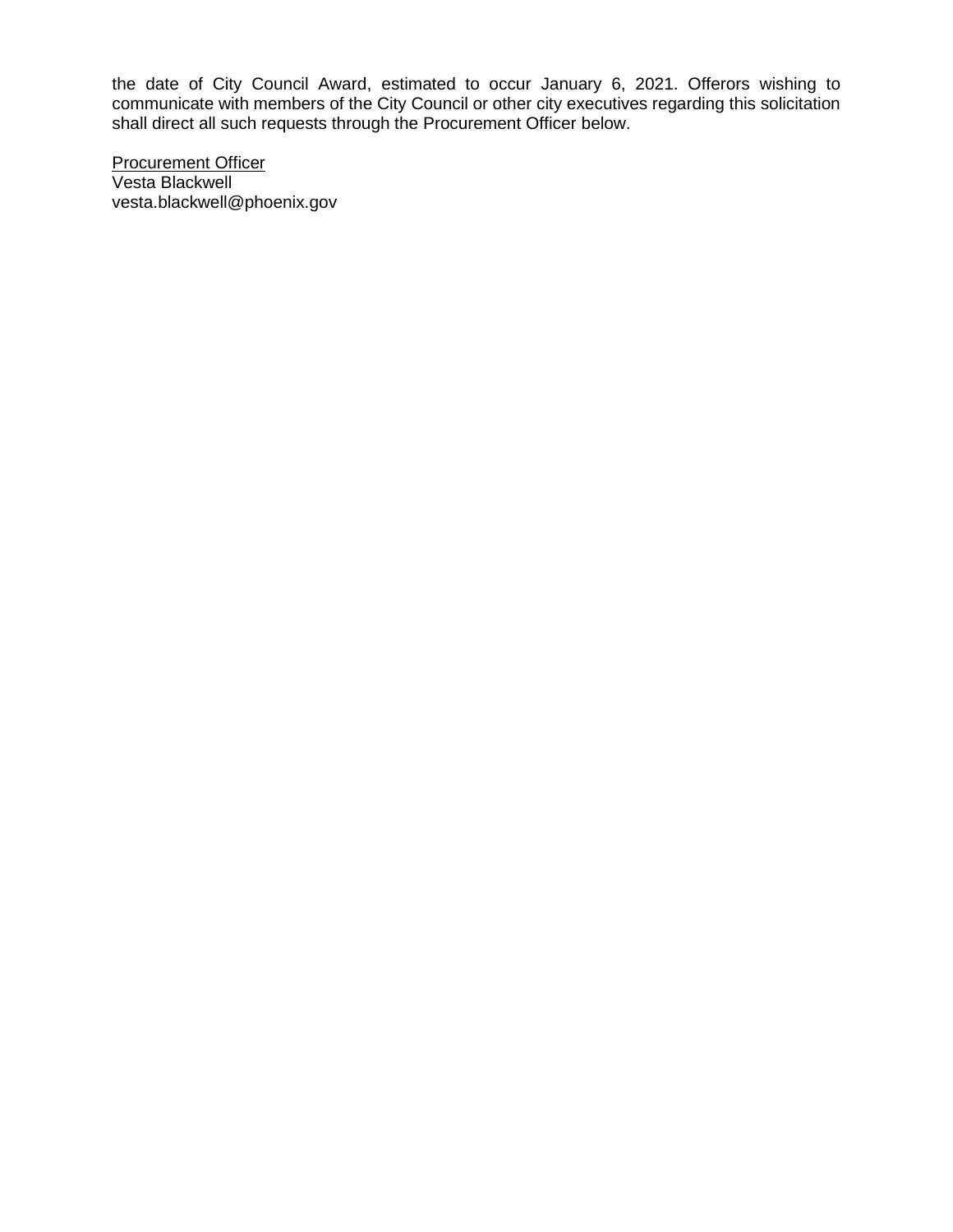the date of City Council Award, estimated to occur January 6, 2021. Offerors wishing to communicate with members of the City Council or other city executives regarding this solicitation shall direct all such requests through the Procurement Officer below.

Procurement Officer
Vesta Blackwell
vesta.blackwell@phoenix.gov